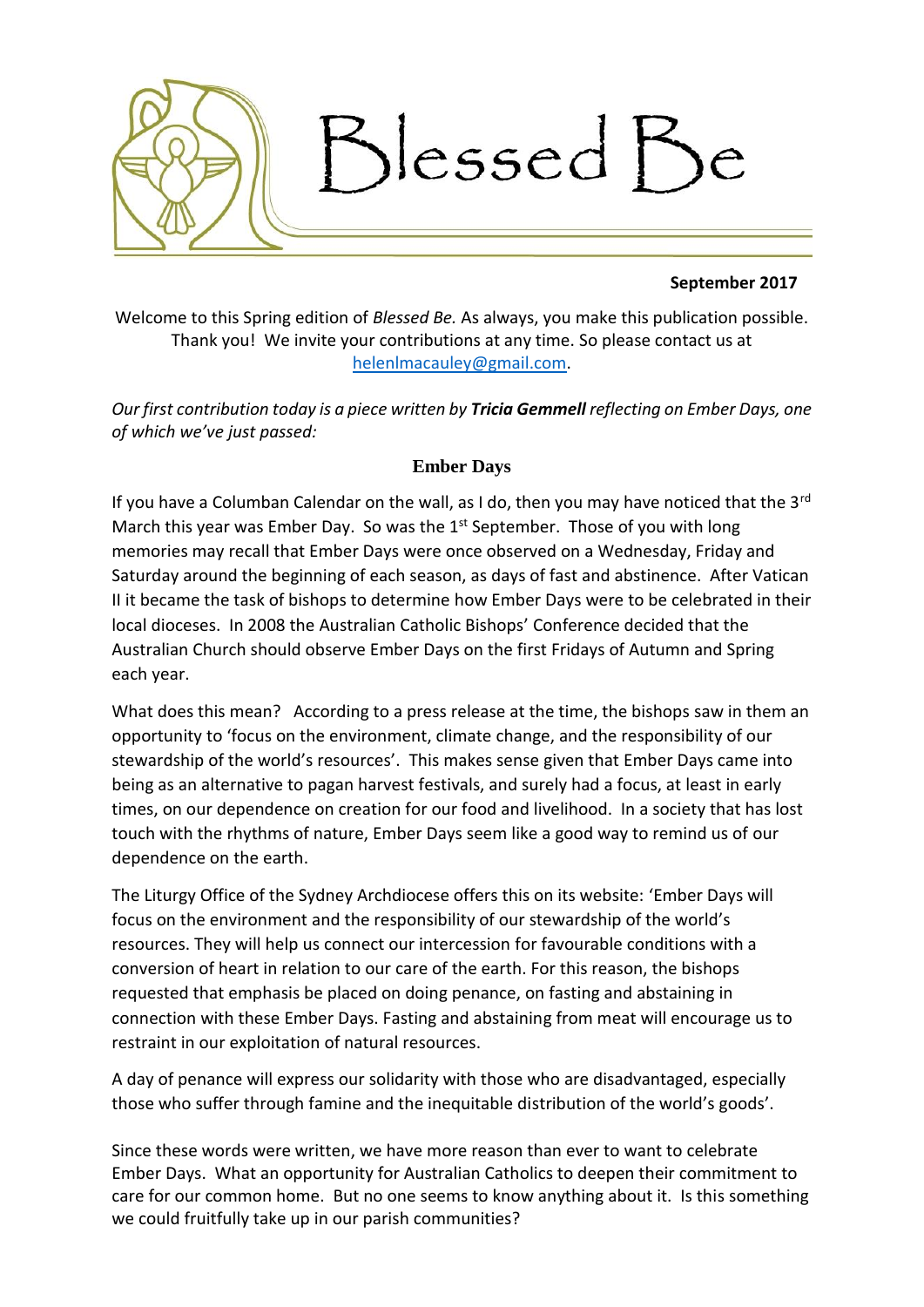# Blessed Be

**September 2017**

Welcome to this Spring edition of *Blessed Be.* As always, you make this publication possible. Thank you! We invite your contributions at any time. So please contact us at helenlmacauley@gmail.com.

*Our first contribution today is a piece written by **Tricia Gemmell** reflecting on Ember Days, one of which we've just passed:*

## Ember Days

If you have a Columban Calendar on the wall, as I do, then you may have noticed that the 3rd March this year was Ember Day. So was the 1st September. Those of you with long memories may recall that Ember Days were once observed on a Wednesday, Friday and Saturday around the beginning of each season, as days of fast and abstinence. After Vatican II it became the task of bishops to determine how Ember Days were to be celebrated in their local dioceses. In 2008 the Australian Catholic Bishops' Conference decided that the Australian Church should observe Ember Days on the first Fridays of Autumn and Spring each year.

What does this mean? According to a press release at the time, the bishops saw in them an opportunity to 'focus on the environment, climate change, and the responsibility of our stewardship of the world's resources'. This makes sense given that Ember Days came into being as an alternative to pagan harvest festivals, and surely had a focus, at least in early times, on our dependence on creation for our food and livelihood. In a society that has lost touch with the rhythms of nature, Ember Days seem like a good way to remind us of our dependence on the earth.

The Liturgy Office of the Sydney Archdiocese offers this on its website: 'Ember Days will focus on the environment and the responsibility of our stewardship of the world's resources. They will help us connect our intercession for favourable conditions with a conversion of heart in relation to our care of the earth. For this reason, the bishops requested that emphasis be placed on doing penance, on fasting and abstaining in connection with these Ember Days. Fasting and abstaining from meat will encourage us to restraint in our exploitation of natural resources.

A day of penance will express our solidarity with those who are disadvantaged, especially those who suffer through famine and the inequitable distribution of the world's goods'.

Since these words were written, we have more reason than ever to want to celebrate Ember Days. What an opportunity for Australian Catholics to deepen their commitment to care for our common home. But no one seems to know anything about it. Is this something we could fruitfully take up in our parish communities?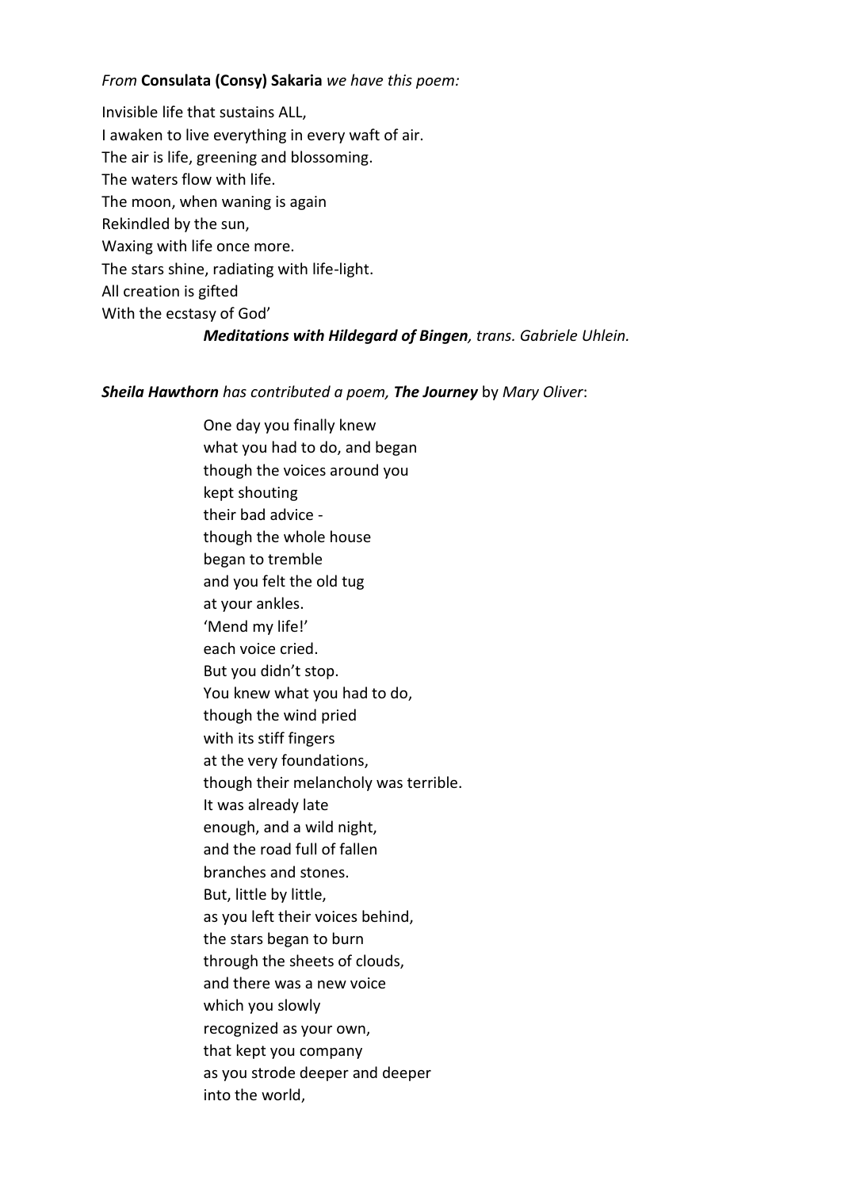*From* **Consulata (Consy) Sakaria** *we have this poem:*

Invisible life that sustains ALL,  
I awaken to live everything in every waft of air.  
The air is life, greening and blossoming.  
The waters flow with life.  
The moon, when waning is again  
Rekindled by the sun,  
Waxing with life once more.  
The stars shine, radiating with life-light.  
All creation is gifted  
With the ecstasy of God'

***Meditations with Hildegard of Bingen****, trans. Gabriele Uhlein.*

***Sheila Hawthorn*** *has contributed a poem,* ***The Journey*** by *Mary Oliver*:

One day you finally knew  
what you had to do, and began  
though the voices around you  
kept shouting  
their bad advice -  
though the whole house  
began to tremble  
and you felt the old tug  
at your ankles.  
'Mend my life!'  
each voice cried.  
But you didn't stop.  
You knew what you had to do,  
though the wind pried  
with its stiff fingers  
at the very foundations,  
though their melancholy was terrible.  
It was already late  
enough, and a wild night,  
and the road full of fallen  
branches and stones.  
But, little by little,  
as you left their voices behind,  
the stars began to burn  
through the sheets of clouds,  
and there was a new voice  
which you slowly  
recognized as your own,  
that kept you company  
as you strode deeper and deeper  
into the world,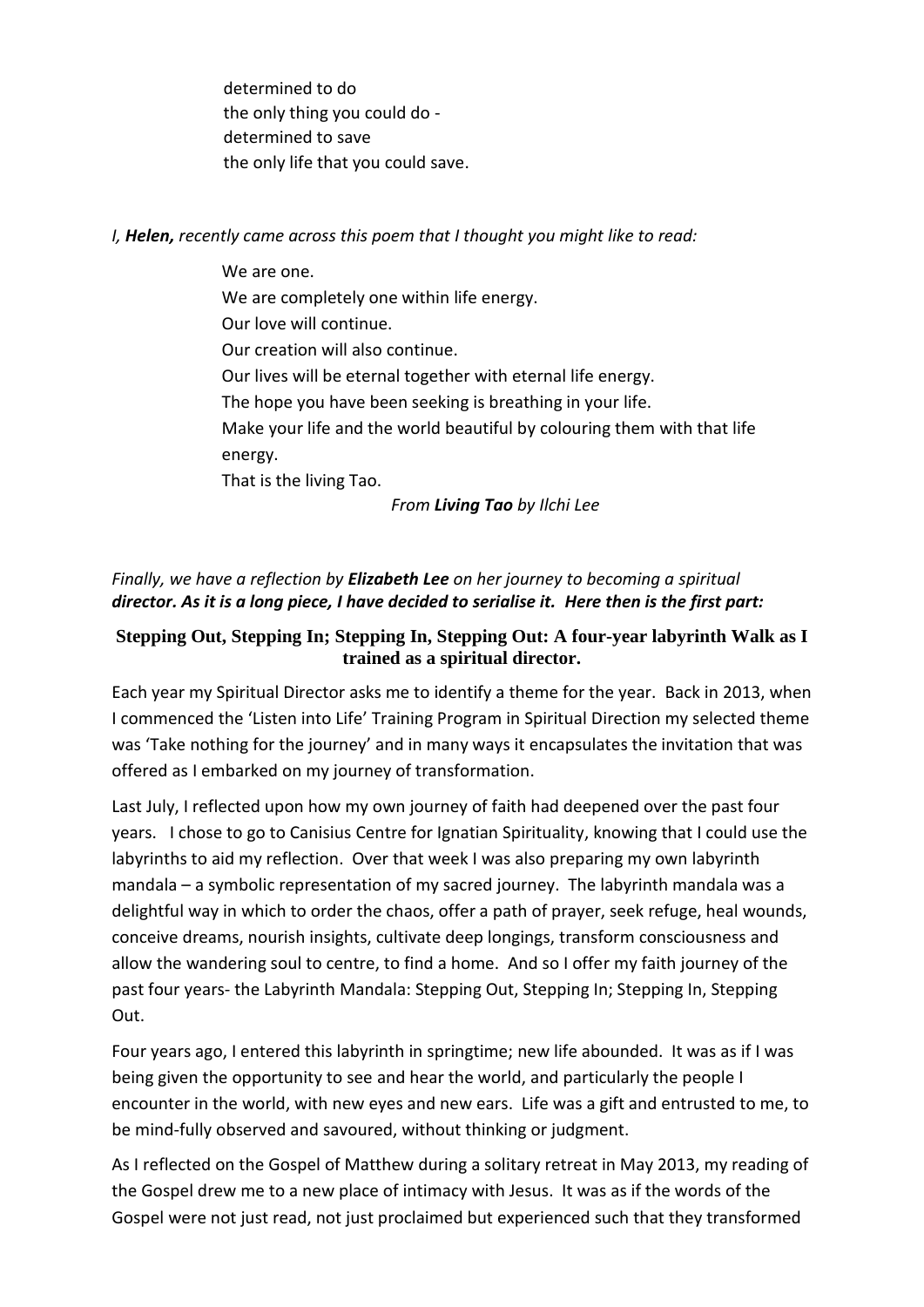determined to do
the only thing you could do -
determined to save
the only life that you could save.

*I, **Helen,** recently came across this poem that I thought you might like to read:*

> We are one.
> We are completely one within life energy.
> Our love will continue.
> Our creation will also continue.
> Our lives will be eternal together with eternal life energy.
> The hope you have been seeking is breathing in your life.
> Make your life and the world beautiful by colouring them with that life energy.
> That is the living Tao.
>
> *From **Living Tao** by Ilchi Lee*

*Finally, we have a reflection by **Elizabeth Lee** on her journey to becoming a spiritual director. **As it is a long piece, I have decided to serialise it. Here then is the first part:***

### Stepping Out, Stepping In; Stepping In, Stepping Out: A four-year labyrinth Walk as I trained as a spiritual director.

Each year my Spiritual Director asks me to identify a theme for the year. Back in 2013, when I commenced the 'Listen into Life' Training Program in Spiritual Direction my selected theme was 'Take nothing for the journey' and in many ways it encapsulates the invitation that was offered as I embarked on my journey of transformation.

Last July, I reflected upon how my own journey of faith had deepened over the past four years. I chose to go to Canisius Centre for Ignatian Spirituality, knowing that I could use the labyrinths to aid my reflection. Over that week I was also preparing my own labyrinth mandala – a symbolic representation of my sacred journey. The labyrinth mandala was a delightful way in which to order the chaos, offer a path of prayer, seek refuge, heal wounds, conceive dreams, nourish insights, cultivate deep longings, transform consciousness and allow the wandering soul to centre, to find a home. And so I offer my faith journey of the past four years- the Labyrinth Mandala: Stepping Out, Stepping In; Stepping In, Stepping Out.

Four years ago, I entered this labyrinth in springtime; new life abounded. It was as if I was being given the opportunity to see and hear the world, and particularly the people I encounter in the world, with new eyes and new ears. Life was a gift and entrusted to me, to be mind-fully observed and savoured, without thinking or judgment.

As I reflected on the Gospel of Matthew during a solitary retreat in May 2013, my reading of the Gospel drew me to a new place of intimacy with Jesus. It was as if the words of the Gospel were not just read, not just proclaimed but experienced such that they transformed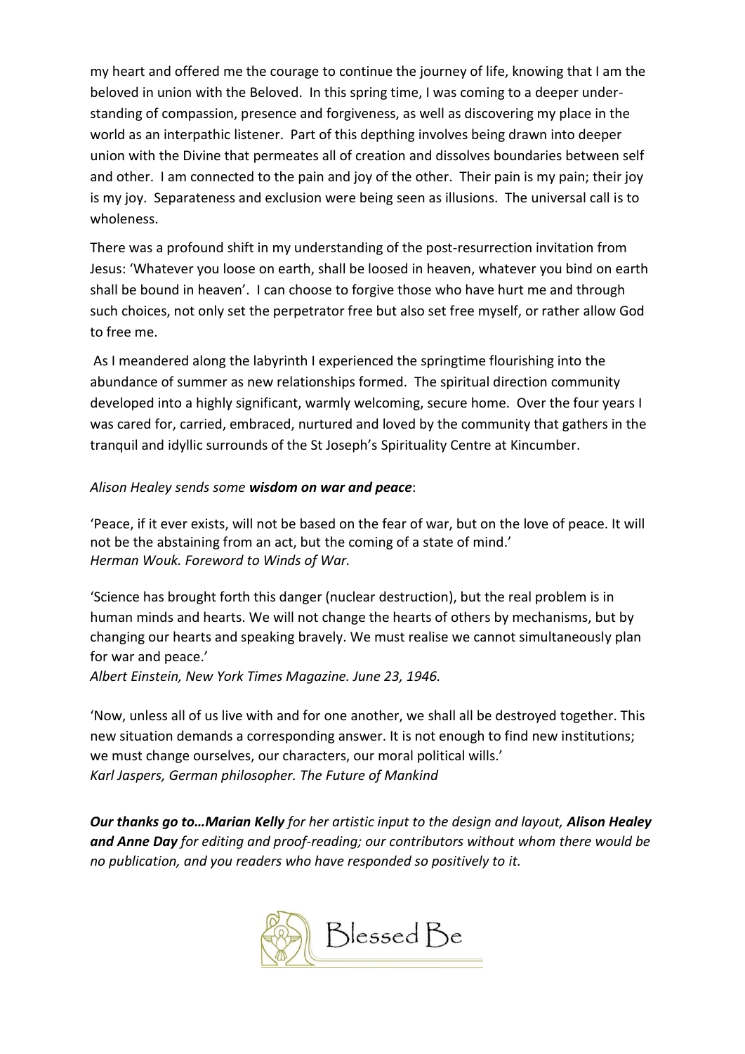my heart and offered me the courage to continue the journey of life, knowing that I am the beloved in union with the Beloved. In this spring time, I was coming to a deeper understanding of compassion, presence and forgiveness, as well as discovering my place in the world as an interpathic listener. Part of this depthing involves being drawn into deeper union with the Divine that permeates all of creation and dissolves boundaries between self and other. I am connected to the pain and joy of the other. Their pain is my pain; their joy is my joy. Separateness and exclusion were being seen as illusions. The universal call is to wholeness.

There was a profound shift in my understanding of the post-resurrection invitation from Jesus: 'Whatever you loose on earth, shall be loosed in heaven, whatever you bind on earth shall be bound in heaven'. I can choose to forgive those who have hurt me and through such choices, not only set the perpetrator free but also set free myself, or rather allow God to free me.

As I meandered along the labyrinth I experienced the springtime flourishing into the abundance of summer as new relationships formed. The spiritual direction community developed into a highly significant, warmly welcoming, secure home. Over the four years I was cared for, carried, embraced, nurtured and loved by the community that gathers in the tranquil and idyllic surrounds of the St Joseph's Spirituality Centre at Kincumber.

*Alison Healey sends some **wisdom on war and peace**:*

'Peace, if it ever exists, will not be based on the fear of war, but on the love of peace. It will not be the abstaining from an act, but the coming of a state of mind.'
*Herman Wouk. Foreword to Winds of War.*

'Science has brought forth this danger (nuclear destruction), but the real problem is in human minds and hearts. We will not change the hearts of others by mechanisms, but by changing our hearts and speaking bravely. We must realise we cannot simultaneously plan for war and peace.'
*Albert Einstein, New York Times Magazine. June 23, 1946.*

'Now, unless all of us live with and for one another, we shall all be destroyed together. This new situation demands a corresponding answer. It is not enough to find new institutions; we must change ourselves, our characters, our moral political wills.'
*Karl Jaspers, German philosopher. The Future of Mankind*

***Our thanks go to…Marian Kelly** for her artistic input to the design and layout, **Alison Healey and Anne Day** for editing and proof-reading; our contributors without whom there would be no publication, and you readers who have responded so positively to it.*

Blessed Be